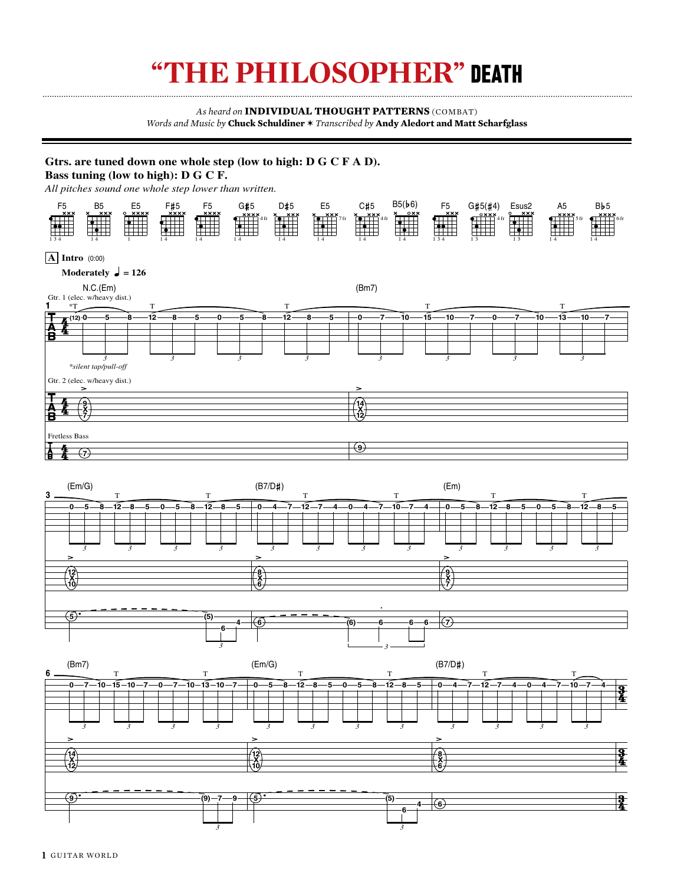# "THE PHILOSOPHER" DEATH

*As heard on* **INDIVIDUAL THOUGHT PATTERNS** (COMBAT)
*Words and Music by* **Chuck Schuldiner** ✶ *Transcribed by* **Andy Aledort and Matt Scharfglass**

**Gtrs. are tuned down one whole step (low to high: D G C F A D).**
**Bass tuning (low to high): D G C F.**
*All pitches sound one whole step lower than written.*

F5 B5 E5 F#5 F5 G#5 D#5 E5 C#5 B5(♭6) F5 G#5(#4) Esus2 A5 B♭5

**A Intro** (0:00)

**Moderately** ♩ = 126

N.C.(Em) (Bm7) (Em/G) (B7/D#) (Em) (Bm7) (Em/G) (B7/D#)

Gtr. 1 (elec. w/heavy dist.)

*silent tap/pull-off

Gtr. 2 (elec. w/heavy dist.)

Fretless Bass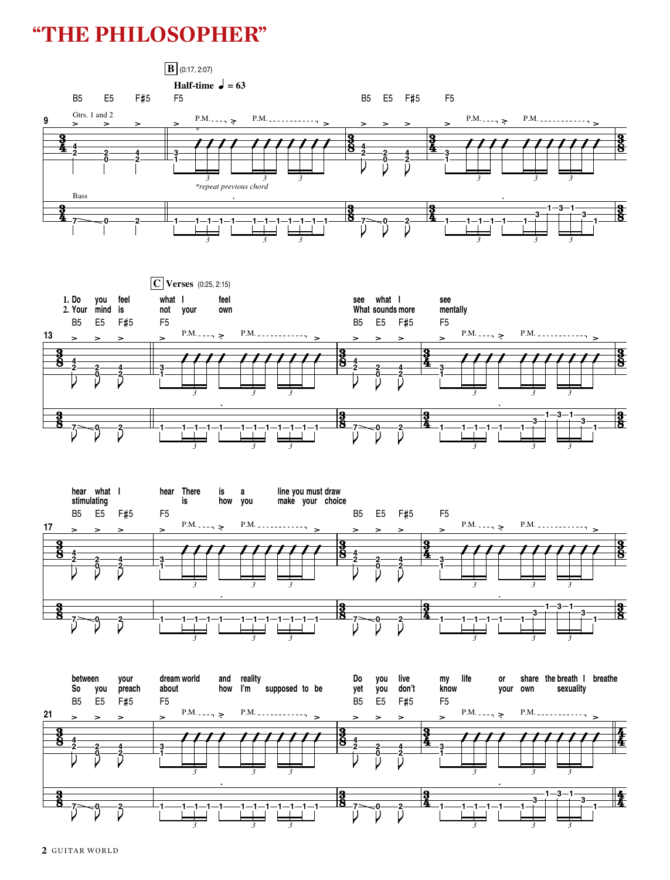# "THE PHILOSOPHER"

**B** (0:17, 2:07)

**Half-time** ♩ = 63

B5 E5 F♯5 F5 B5 E5 F♯5 F5

Gtrs. 1 and 2

*repeat previous chord

Bass

**C** **Verses** (0:25, 2:15)

1. Do you feel what I feel see what I see
2. Your mind is not your own What sounds more mentally

B5 E5 F♯5 F5 B5 E5 F♯5 F5

hear what I hear There is a line you must draw
stimulating is how you make your choice

B5 E5 F♯5 F5 B5 E5 F♯5 F5

between your dream world and reality Do you live my life or share the breath I breathe
So you preach about how I'm supposed to be yet you don't know your own sexuality

B5 E5 F♯5 F5 B5 E5 F♯5 F5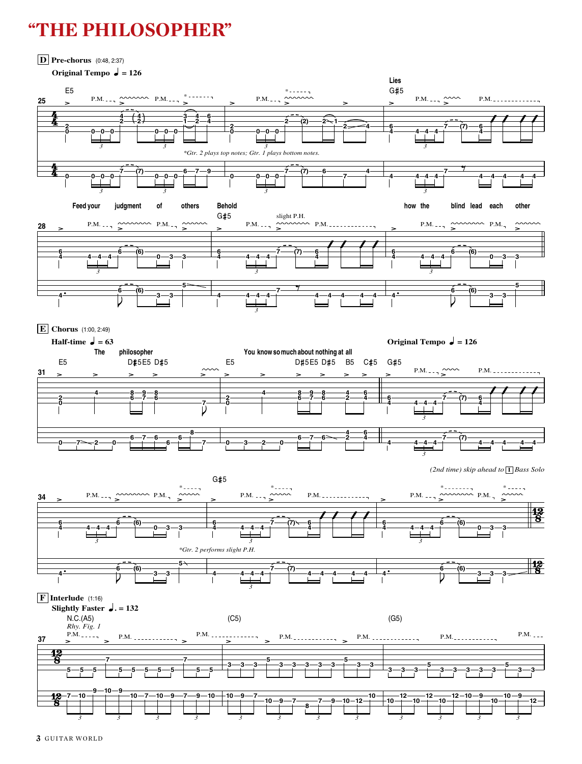# "THE PHILOSOPHER"

**D** **Pre-chorus** (0:48, 2:37)

**Original Tempo** ♩ = 126

E5 — G♯5

Lies

*Gtr. 2 plays top notes; Gtr. 1 plays bottom notes.

Feed your judgment of others — Behold — how the blind lead each other

G♯5

slight P.H.

**E** **Chorus** (1:00, 2:49)

**Half-time** ♩ = 63

E5 — D♯5 E5 D♯5 — E5 — D♯5 E5 D♯5 — B5 — C♯5 — G♯5

The philosopher — You know so much about nothing at all

**Original Tempo** ♩ = 126

*(2nd time) skip ahead to* 1 *Bass Solo*

G♯5

*Gtr. 2 performs slight P.H.

**F** **Interlude** (1:16)

**Slightly Faster** ♩. = 132

N.C.(A5) — (C5) — (G5)

*Rhy. Fig. 1*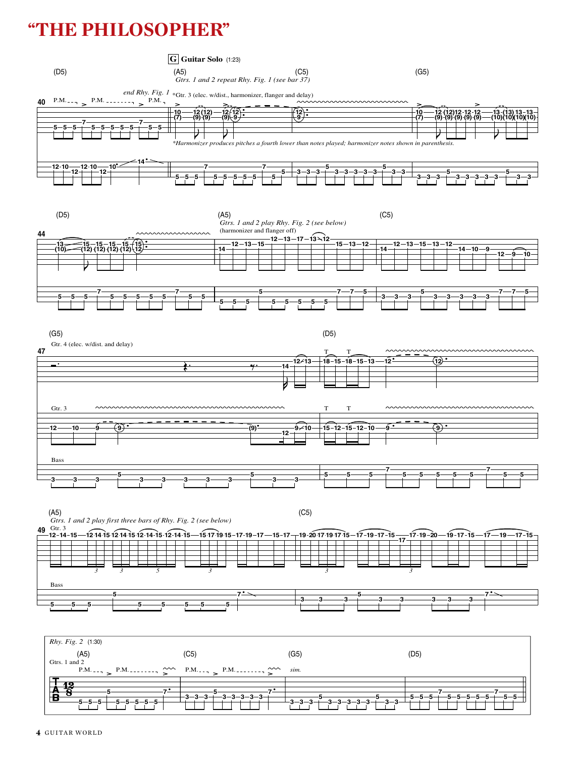# "THE PHILOSOPHER"

**G** **Guitar Solo** (1:23)

(D5) (A5) (C5) (G5)

*Gtrs. 1 and 2 repeat Rhy. Fig. 1 (see bar 37)*

end Rhy. Fig. 1

*Gtr. 3 (elec. w/dist., harmonizer, flanger and delay)

*Harmonizer produces pitches a fourth lower than notes played; harmonizer notes shown in parenthesis.

(D5) (A5) (C5)

*Gtrs. 1 and 2 play Rhy. Fig. 2 (see below)*

(harmonizer and flanger off)

(G5) (D5)

Gtr. 4 (elec. w/dist. and delay)

Gtr. 3

Bass

(A5) (C5)

*Gtrs. 1 and 2 play first three bars of Rhy. Fig. 2 (see below)*

Gtr. 3

Bass

*Rhy. Fig. 2* (1:30)

(A5) (C5) (G5) (D5)

Gtrs. 1 and 2

*sim.*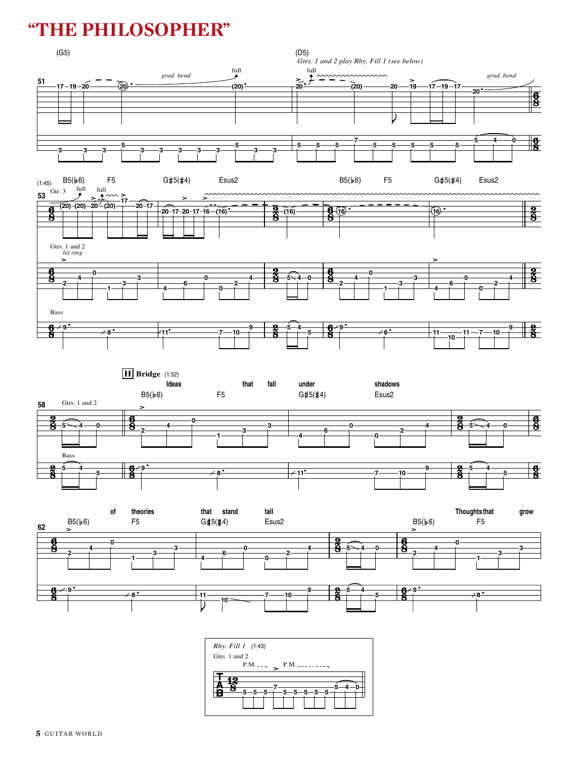# "THE PHILOSOPHER"

(G5) (D5)

*Gtrs. 1 and 2 play Rhy. Fill 1 (see below)*

(1:45) B5(♭6) F5 G♯5(♯4) Esus2 B5(♭6) F5 G♯5(♯4) Esus2

Gtr. 3

Gtrs. 1 and 2 *let ring*

Bass

**H** **Bridge** (1:52)

Ideas that fall under shadows

B5(♭6) F5 G♯5(♯4) Esus2

Gtrs. 1 and 2

Bass

of theories that stand tall Thoughts that grow

B5(♭6) F5 G♯5(♯4) Esus2 B5(♭6) F5

*Rhy. Fill 1* (1:43)

Gtrs. 1 and 2

P.M. P.M.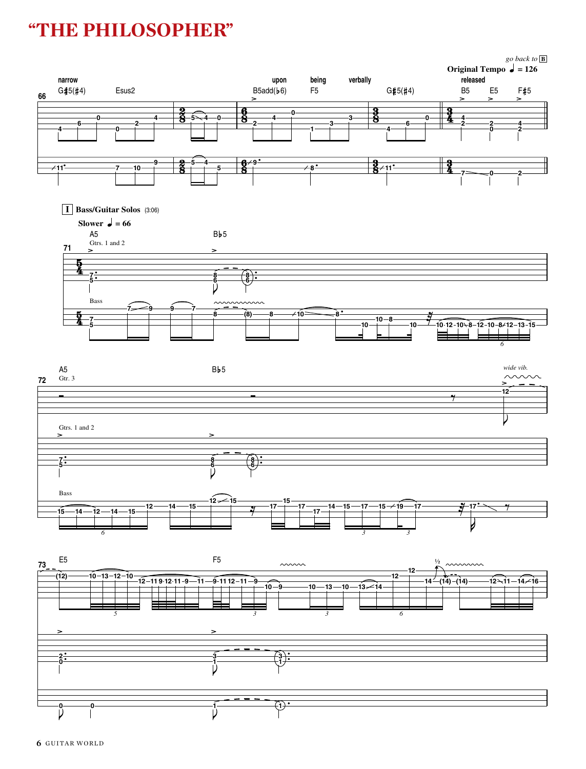# "THE PHILOSOPHER"

*go back to* **B**

**Original Tempo** ♩ = 126

narrow — upon — being — verbally — released

G♯5(♯4) — Esus2 — B5add(♭6) — F5 — G♯5(♯4) — B5 — E5 — F♯5

**I** **Bass/Guitar Solos** (3:06)

**Slower** ♩ = 66

A5 — B♭5

Gtrs. 1 and 2

Bass

A5 — B♭5

Gtr. 3

*wide vib.*

Gtrs. 1 and 2

Bass

E5 — F5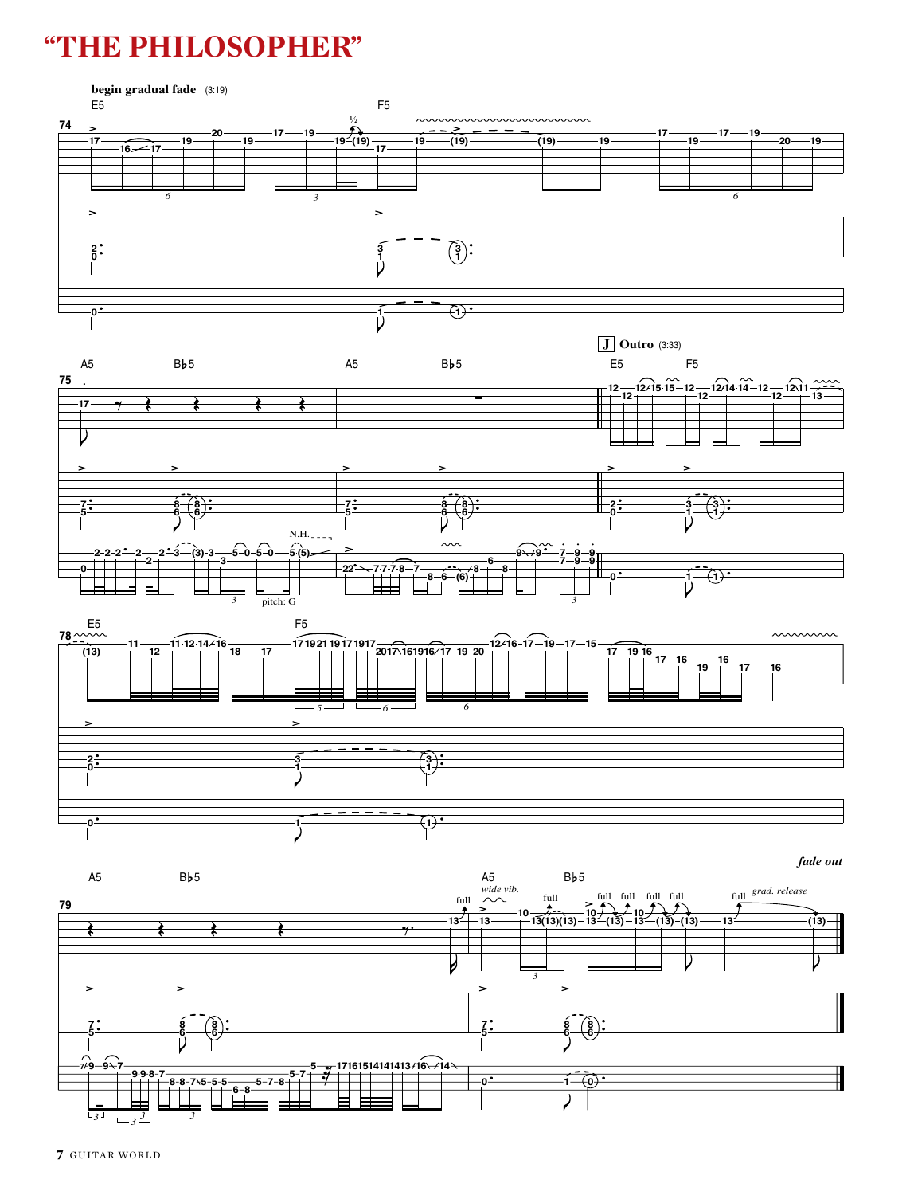# "THE PHILOSOPHER"

**begin gradual fade** (3:19)

E5 F5

A5 B♭5 A5 B♭5

**J** **Outro** (3:33)

E5 F5

E5 F5

A5 B♭5 A5 B♭5

*fade out*